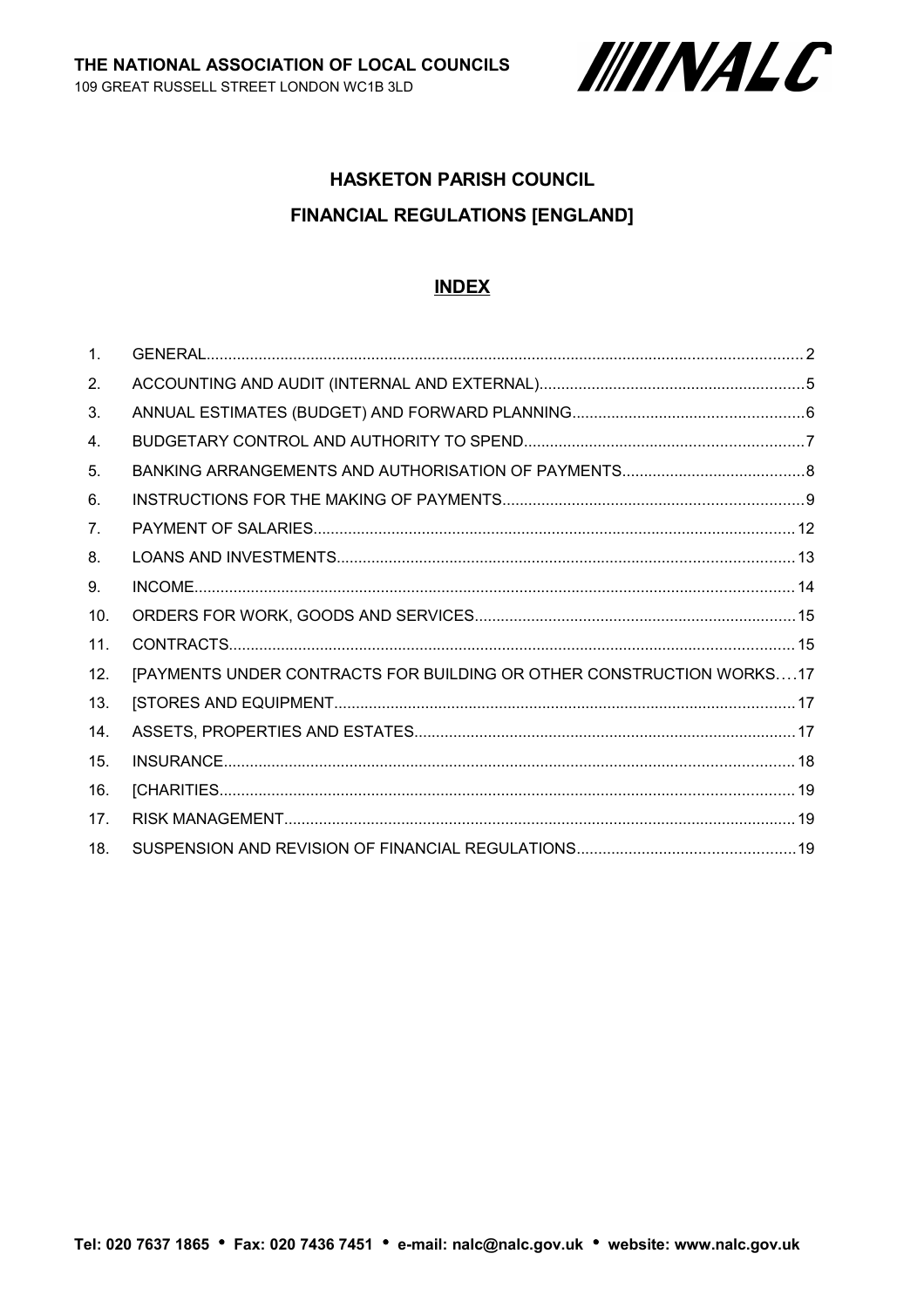THE NATIONAL ASSOCIATION OF LOCAL COUNCILS
109 GREAT RUSSELL STREET LONDON WC1B 3LD

NALC

# HASKETON PARISH COUNCIL

# FINANCIAL REGULATIONS [ENGLAND]

## INDEX

| | | |
|---|---|---|
| 1. | GENERAL | 2 |
| 2. | ACCOUNTING AND AUDIT (INTERNAL AND EXTERNAL) | 5 |
| 3. | ANNUAL ESTIMATES (BUDGET) AND FORWARD PLANNING | 6 |
| 4. | BUDGETARY CONTROL AND AUTHORITY TO SPEND | 7 |
| 5. | BANKING ARRANGEMENTS AND AUTHORISATION OF PAYMENTS | 8 |
| 6. | INSTRUCTIONS FOR THE MAKING OF PAYMENTS | 9 |
| 7. | PAYMENT OF SALARIES | 12 |
| 8. | LOANS AND INVESTMENTS | 13 |
| 9. | INCOME | 14 |
| 10. | ORDERS FOR WORK, GOODS AND SERVICES | 15 |
| 11. | CONTRACTS | 15 |
| 12. | [PAYMENTS UNDER CONTRACTS FOR BUILDING OR OTHER CONSTRUCTION WORKS | 17 |
| 13. | [STORES AND EQUIPMENT | 17 |
| 14. | ASSETS, PROPERTIES AND ESTATES | 17 |
| 15. | INSURANCE | 18 |
| 16. | [CHARITIES | 19 |
| 17. | RISK MANAGEMENT | 19 |
| 18. | SUSPENSION AND REVISION OF FINANCIAL REGULATIONS | 19 |

Tel: 020 7637 1865 • Fax: 020 7436 7451 • e-mail: nalc@nalc.gov.uk • website: www.nalc.gov.uk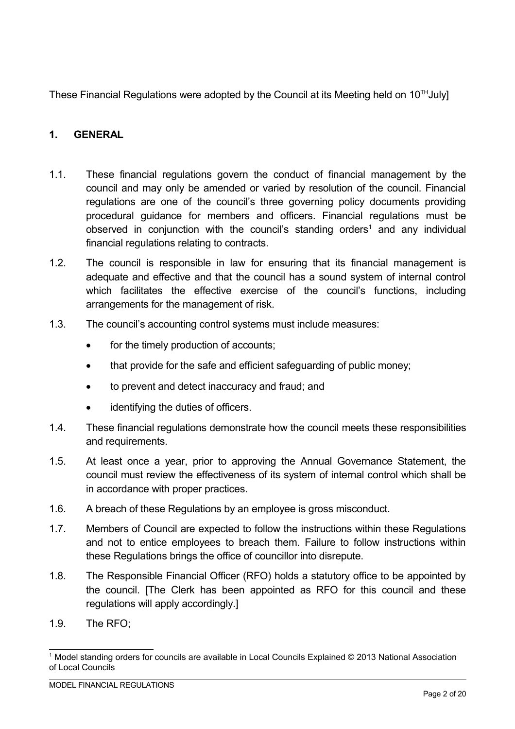These Financial Regulations were adopted by the Council at its Meeting held on 10TH July]

## 1. GENERAL

1.1. These financial regulations govern the conduct of financial management by the council and may only be amended or varied by resolution of the council. Financial regulations are one of the council's three governing policy documents providing procedural guidance for members and officers. Financial regulations must be observed in conjunction with the council's standing orders[1] and any individual financial regulations relating to contracts.

1.2. The council is responsible in law for ensuring that its financial management is adequate and effective and that the council has a sound system of internal control which facilitates the effective exercise of the council's functions, including arrangements for the management of risk.

1.3. The council's accounting control systems must include measures:

- for the timely production of accounts;
- that provide for the safe and efficient safeguarding of public money;
- to prevent and detect inaccuracy and fraud; and
- identifying the duties of officers.

1.4. These financial regulations demonstrate how the council meets these responsibilities and requirements.

1.5. At least once a year, prior to approving the Annual Governance Statement, the council must review the effectiveness of its system of internal control which shall be in accordance with proper practices.

1.6. A breach of these Regulations by an employee is gross misconduct.

1.7. Members of Council are expected to follow the instructions within these Regulations and not to entice employees to breach them. Failure to follow instructions within these Regulations brings the office of councillor into disrepute.

1.8. The Responsible Financial Officer (RFO) holds a statutory office to be appointed by the council. [The Clerk has been appointed as RFO for this council and these regulations will apply accordingly.]

1.9. The RFO;

---

[1] Model standing orders for councils are available in Local Councils Explained © 2013 National Association of Local Councils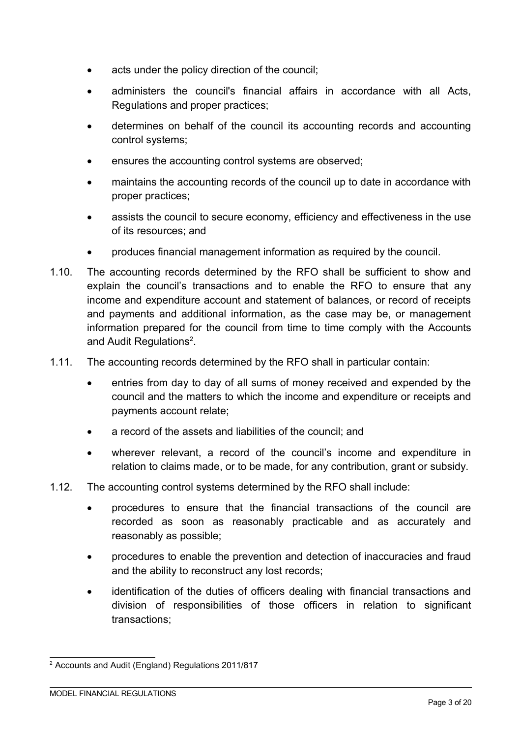- acts under the policy direction of the council;
- administers the council's financial affairs in accordance with all Acts, Regulations and proper practices;
- determines on behalf of the council its accounting records and accounting control systems;
- ensures the accounting control systems are observed;
- maintains the accounting records of the council up to date in accordance with proper practices;
- assists the council to secure economy, efficiency and effectiveness in the use of its resources; and
- produces financial management information as required by the council.

1.10. The accounting records determined by the RFO shall be sufficient to show and explain the council's transactions and to enable the RFO to ensure that any income and expenditure account and statement of balances, or record of receipts and payments and additional information, as the case may be, or management information prepared for the council from time to time comply with the Accounts and Audit Regulations[2].

1.11. The accounting records determined by the RFO shall in particular contain:

- entries from day to day of all sums of money received and expended by the council and the matters to which the income and expenditure or receipts and payments account relate;
- a record of the assets and liabilities of the council; and
- wherever relevant, a record of the council's income and expenditure in relation to claims made, or to be made, for any contribution, grant or subsidy.

1.12. The accounting control systems determined by the RFO shall include:

- procedures to ensure that the financial transactions of the council are recorded as soon as reasonably practicable and as accurately and reasonably as possible;
- procedures to enable the prevention and detection of inaccuracies and fraud and the ability to reconstruct any lost records;
- identification of the duties of officers dealing with financial transactions and division of responsibilities of those officers in relation to significant transactions;

---

[2] Accounts and Audit (England) Regulations 2011/817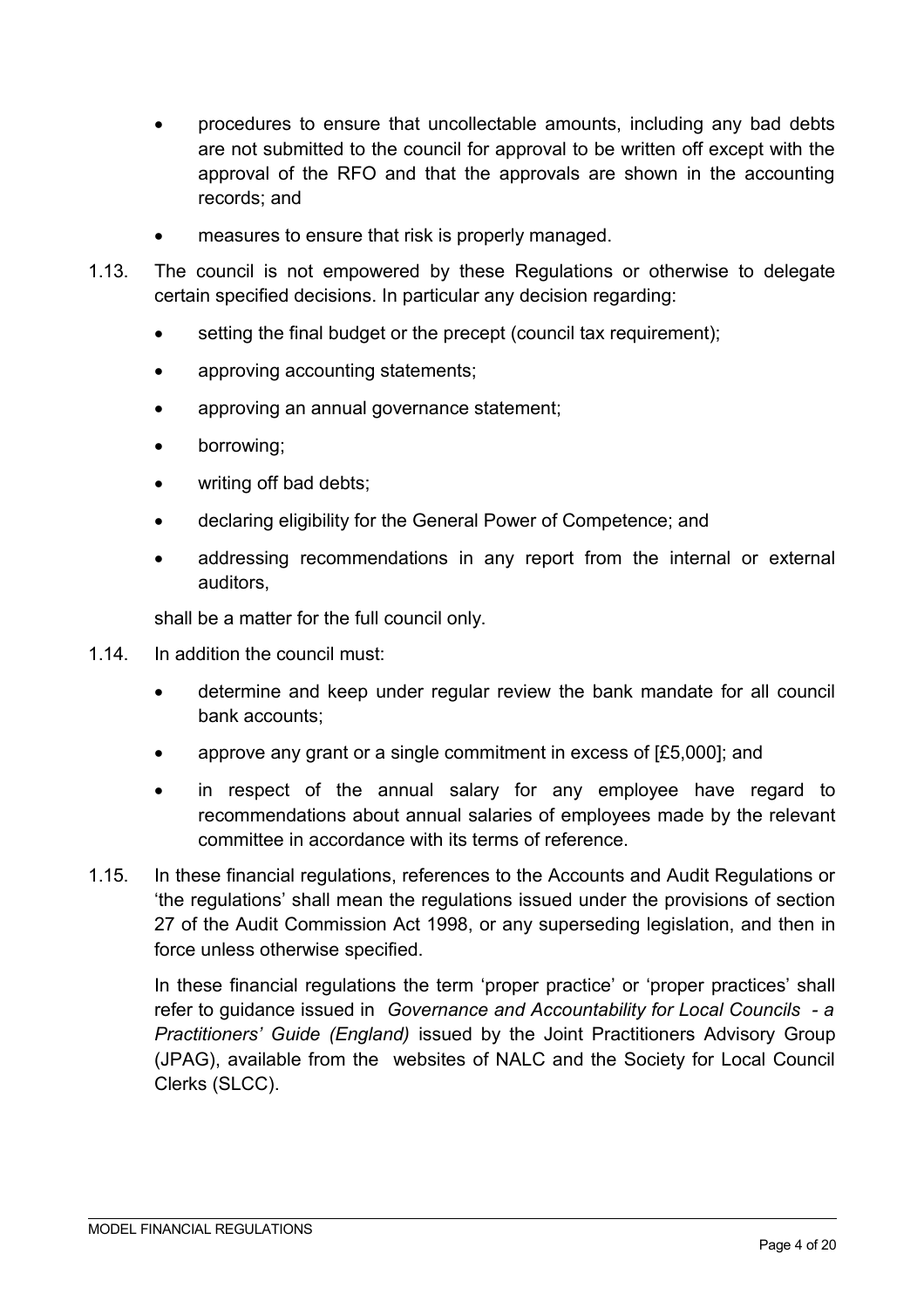- procedures to ensure that uncollectable amounts, including any bad debts are not submitted to the council for approval to be written off except with the approval of the RFO and that the approvals are shown in the accounting records; and
- measures to ensure that risk is properly managed.

1.13. The council is not empowered by these Regulations or otherwise to delegate certain specified decisions. In particular any decision regarding:

- setting the final budget or the precept (council tax requirement);
- approving accounting statements;
- approving an annual governance statement;
- borrowing;
- writing off bad debts;
- declaring eligibility for the General Power of Competence; and
- addressing recommendations in any report from the internal or external auditors,

shall be a matter for the full council only.

1.14. In addition the council must:

- determine and keep under regular review the bank mandate for all council bank accounts;
- approve any grant or a single commitment in excess of [£5,000]; and
- in respect of the annual salary for any employee have regard to recommendations about annual salaries of employees made by the relevant committee in accordance with its terms of reference.

1.15. In these financial regulations, references to the Accounts and Audit Regulations or 'the regulations' shall mean the regulations issued under the provisions of section 27 of the Audit Commission Act 1998, or any superseding legislation, and then in force unless otherwise specified.

In these financial regulations the term 'proper practice' or 'proper practices' shall refer to guidance issued in *Governance and Accountability for Local Councils - a Practitioners' Guide (England)* issued by the Joint Practitioners Advisory Group (JPAG), available from the websites of NALC and the Society for Local Council Clerks (SLCC).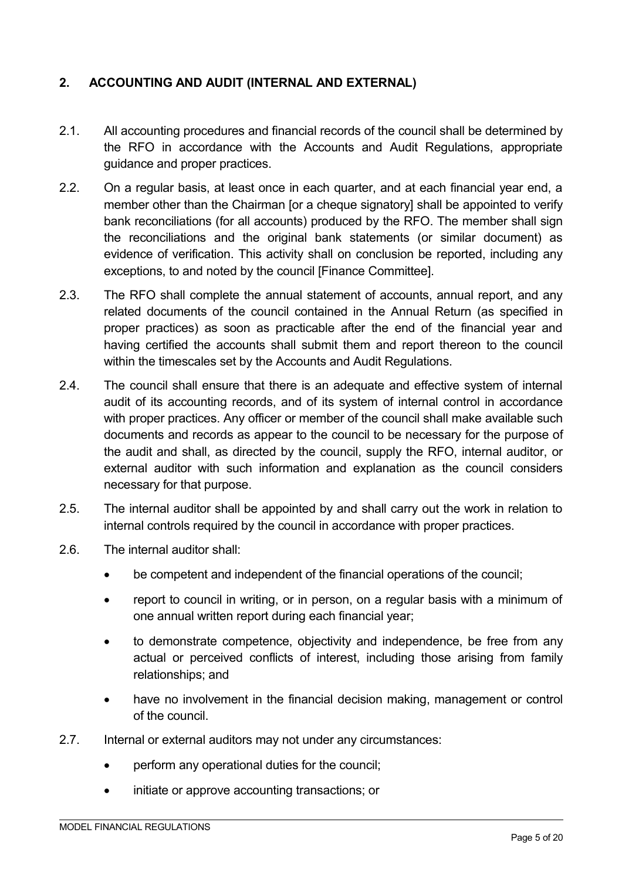## 2. ACCOUNTING AND AUDIT (INTERNAL AND EXTERNAL)

2.1. All accounting procedures and financial records of the council shall be determined by the RFO in accordance with the Accounts and Audit Regulations, appropriate guidance and proper practices.

2.2. On a regular basis, at least once in each quarter, and at each financial year end, a member other than the Chairman [or a cheque signatory] shall be appointed to verify bank reconciliations (for all accounts) produced by the RFO. The member shall sign the reconciliations and the original bank statements (or similar document) as evidence of verification. This activity shall on conclusion be reported, including any exceptions, to and noted by the council [Finance Committee].

2.3. The RFO shall complete the annual statement of accounts, annual report, and any related documents of the council contained in the Annual Return (as specified in proper practices) as soon as practicable after the end of the financial year and having certified the accounts shall submit them and report thereon to the council within the timescales set by the Accounts and Audit Regulations.

2.4. The council shall ensure that there is an adequate and effective system of internal audit of its accounting records, and of its system of internal control in accordance with proper practices. Any officer or member of the council shall make available such documents and records as appear to the council to be necessary for the purpose of the audit and shall, as directed by the council, supply the RFO, internal auditor, or external auditor with such information and explanation as the council considers necessary for that purpose.

2.5. The internal auditor shall be appointed by and shall carry out the work in relation to internal controls required by the council in accordance with proper practices.

2.6. The internal auditor shall:

- be competent and independent of the financial operations of the council;
- report to council in writing, or in person, on a regular basis with a minimum of one annual written report during each financial year;
- to demonstrate competence, objectivity and independence, be free from any actual or perceived conflicts of interest, including those arising from family relationships; and
- have no involvement in the financial decision making, management or control of the council.

2.7. Internal or external auditors may not under any circumstances:

- perform any operational duties for the council;
- initiate or approve accounting transactions; or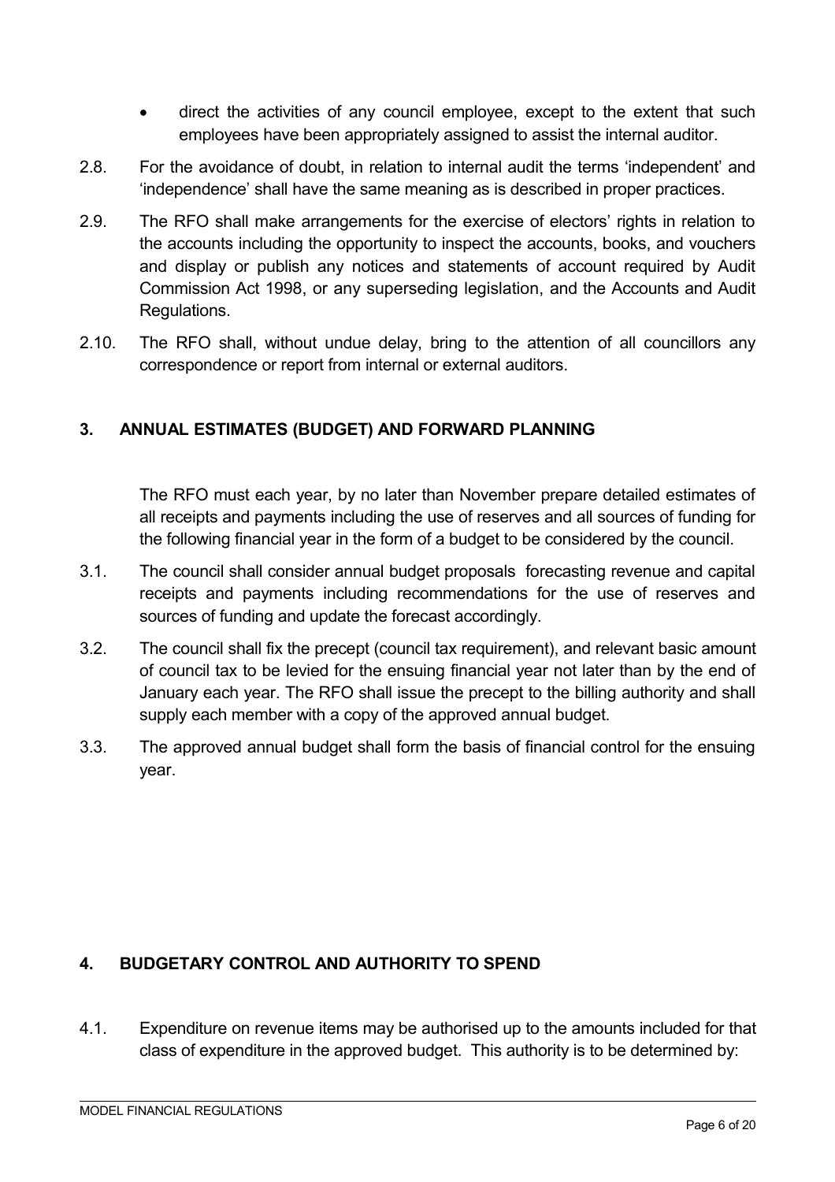- direct the activities of any council employee, except to the extent that such employees have been appropriately assigned to assist the internal auditor.

2.8. For the avoidance of doubt, in relation to internal audit the terms 'independent' and 'independence' shall have the same meaning as is described in proper practices.

2.9. The RFO shall make arrangements for the exercise of electors' rights in relation to the accounts including the opportunity to inspect the accounts, books, and vouchers and display or publish any notices and statements of account required by Audit Commission Act 1998, or any superseding legislation, and the Accounts and Audit Regulations.

2.10. The RFO shall, without undue delay, bring to the attention of all councillors any correspondence or report from internal or external auditors.

## 3. ANNUAL ESTIMATES (BUDGET) AND FORWARD PLANNING

The RFO must each year, by no later than November prepare detailed estimates of all receipts and payments including the use of reserves and all sources of funding for the following financial year in the form of a budget to be considered by the council.

3.1. The council shall consider annual budget proposals forecasting revenue and capital receipts and payments including recommendations for the use of reserves and sources of funding and update the forecast accordingly.

3.2. The council shall fix the precept (council tax requirement), and relevant basic amount of council tax to be levied for the ensuing financial year not later than by the end of January each year. The RFO shall issue the precept to the billing authority and shall supply each member with a copy of the approved annual budget.

3.3. The approved annual budget shall form the basis of financial control for the ensuing year.

## 4. BUDGETARY CONTROL AND AUTHORITY TO SPEND

4.1. Expenditure on revenue items may be authorised up to the amounts included for that class of expenditure in the approved budget. This authority is to be determined by: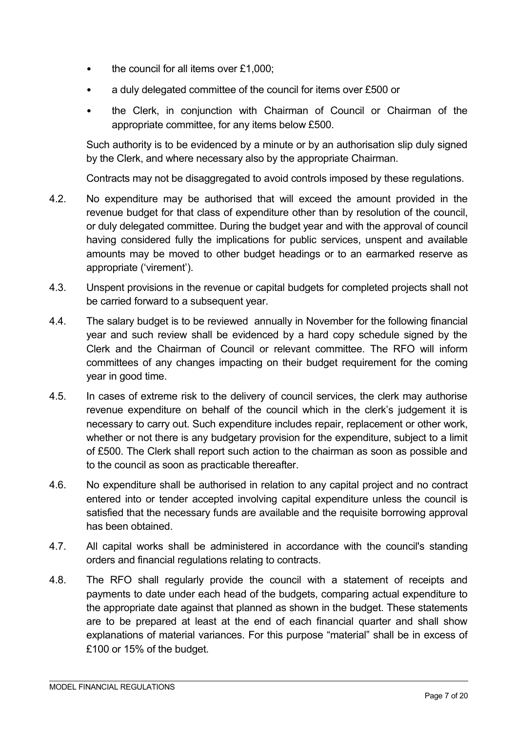- the council for all items over £1,000;
- a duly delegated committee of the council for items over £500 or
- the Clerk, in conjunction with Chairman of Council or Chairman of the appropriate committee, for any items below £500.

Such authority is to be evidenced by a minute or by an authorisation slip duly signed by the Clerk, and where necessary also by the appropriate Chairman.

Contracts may not be disaggregated to avoid controls imposed by these regulations.

4.2. No expenditure may be authorised that will exceed the amount provided in the revenue budget for that class of expenditure other than by resolution of the council, or duly delegated committee. During the budget year and with the approval of council having considered fully the implications for public services, unspent and available amounts may be moved to other budget headings or to an earmarked reserve as appropriate ('virement').

4.3. Unspent provisions in the revenue or capital budgets for completed projects shall not be carried forward to a subsequent year.

4.4. The salary budget is to be reviewed annually in November for the following financial year and such review shall be evidenced by a hard copy schedule signed by the Clerk and the Chairman of Council or relevant committee. The RFO will inform committees of any changes impacting on their budget requirement for the coming year in good time.

4.5. In cases of extreme risk to the delivery of council services, the clerk may authorise revenue expenditure on behalf of the council which in the clerk's judgement it is necessary to carry out. Such expenditure includes repair, replacement or other work, whether or not there is any budgetary provision for the expenditure, subject to a limit of £500. The Clerk shall report such action to the chairman as soon as possible and to the council as soon as practicable thereafter.

4.6. No expenditure shall be authorised in relation to any capital project and no contract entered into or tender accepted involving capital expenditure unless the council is satisfied that the necessary funds are available and the requisite borrowing approval has been obtained.

4.7. All capital works shall be administered in accordance with the council's standing orders and financial regulations relating to contracts.

4.8. The RFO shall regularly provide the council with a statement of receipts and payments to date under each head of the budgets, comparing actual expenditure to the appropriate date against that planned as shown in the budget. These statements are to be prepared at least at the end of each financial quarter and shall show explanations of material variances. For this purpose "material" shall be in excess of £100 or 15% of the budget.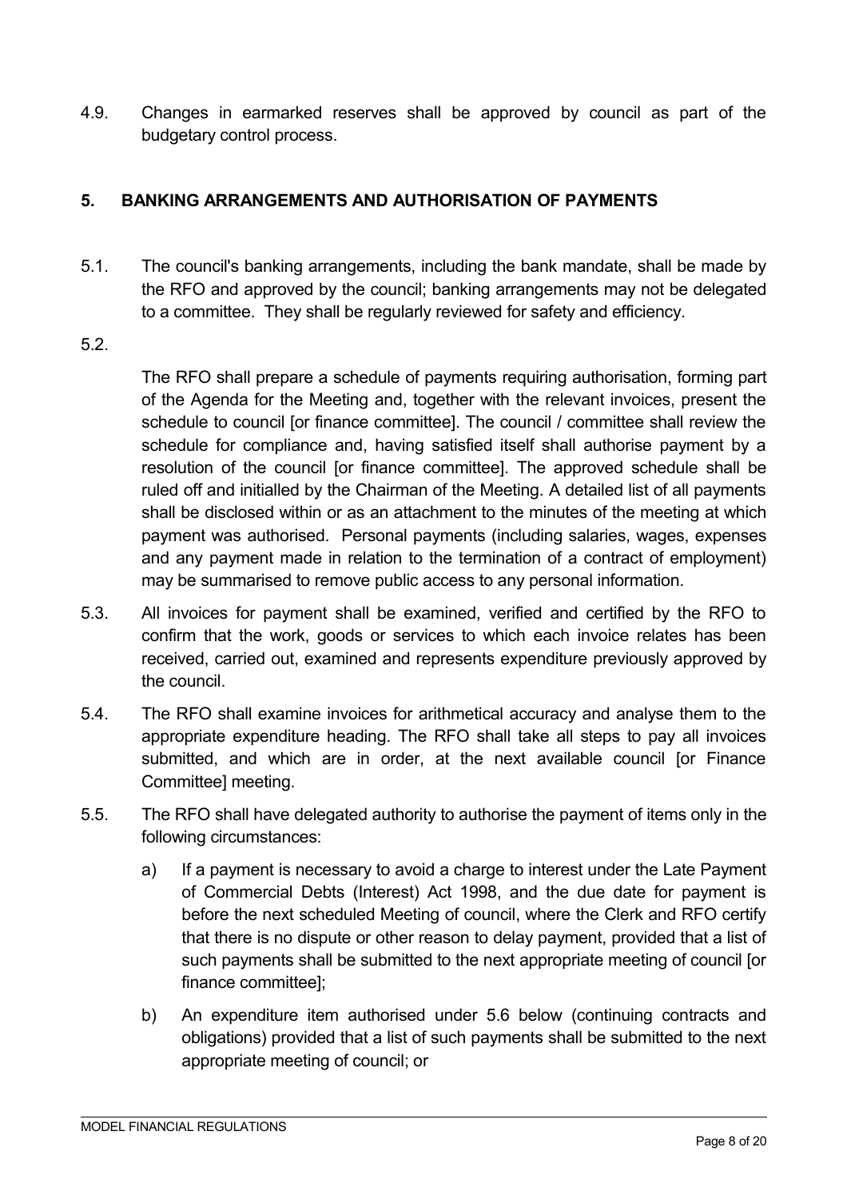4.9. Changes in earmarked reserves shall be approved by council as part of the budgetary control process.

## 5. BANKING ARRANGEMENTS AND AUTHORISATION OF PAYMENTS

5.1. The council's banking arrangements, including the bank mandate, shall be made by the RFO and approved by the council; banking arrangements may not be delegated to a committee. They shall be regularly reviewed for safety and efficiency.

5.2.

The RFO shall prepare a schedule of payments requiring authorisation, forming part of the Agenda for the Meeting and, together with the relevant invoices, present the schedule to council [or finance committee]. The council / committee shall review the schedule for compliance and, having satisfied itself shall authorise payment by a resolution of the council [or finance committee]. The approved schedule shall be ruled off and initialled by the Chairman of the Meeting. A detailed list of all payments shall be disclosed within or as an attachment to the minutes of the meeting at which payment was authorised. Personal payments (including salaries, wages, expenses and any payment made in relation to the termination of a contract of employment) may be summarised to remove public access to any personal information.

5.3. All invoices for payment shall be examined, verified and certified by the RFO to confirm that the work, goods or services to which each invoice relates has been received, carried out, examined and represents expenditure previously approved by the council.

5.4. The RFO shall examine invoices for arithmetical accuracy and analyse them to the appropriate expenditure heading. The RFO shall take all steps to pay all invoices submitted, and which are in order, at the next available council [or Finance Committee] meeting.

5.5. The RFO shall have delegated authority to authorise the payment of items only in the following circumstances:

a) If a payment is necessary to avoid a charge to interest under the Late Payment of Commercial Debts (Interest) Act 1998, and the due date for payment is before the next scheduled Meeting of council, where the Clerk and RFO certify that there is no dispute or other reason to delay payment, provided that a list of such payments shall be submitted to the next appropriate meeting of council [or finance committee];

b) An expenditure item authorised under 5.6 below (continuing contracts and obligations) provided that a list of such payments shall be submitted to the next appropriate meeting of council; or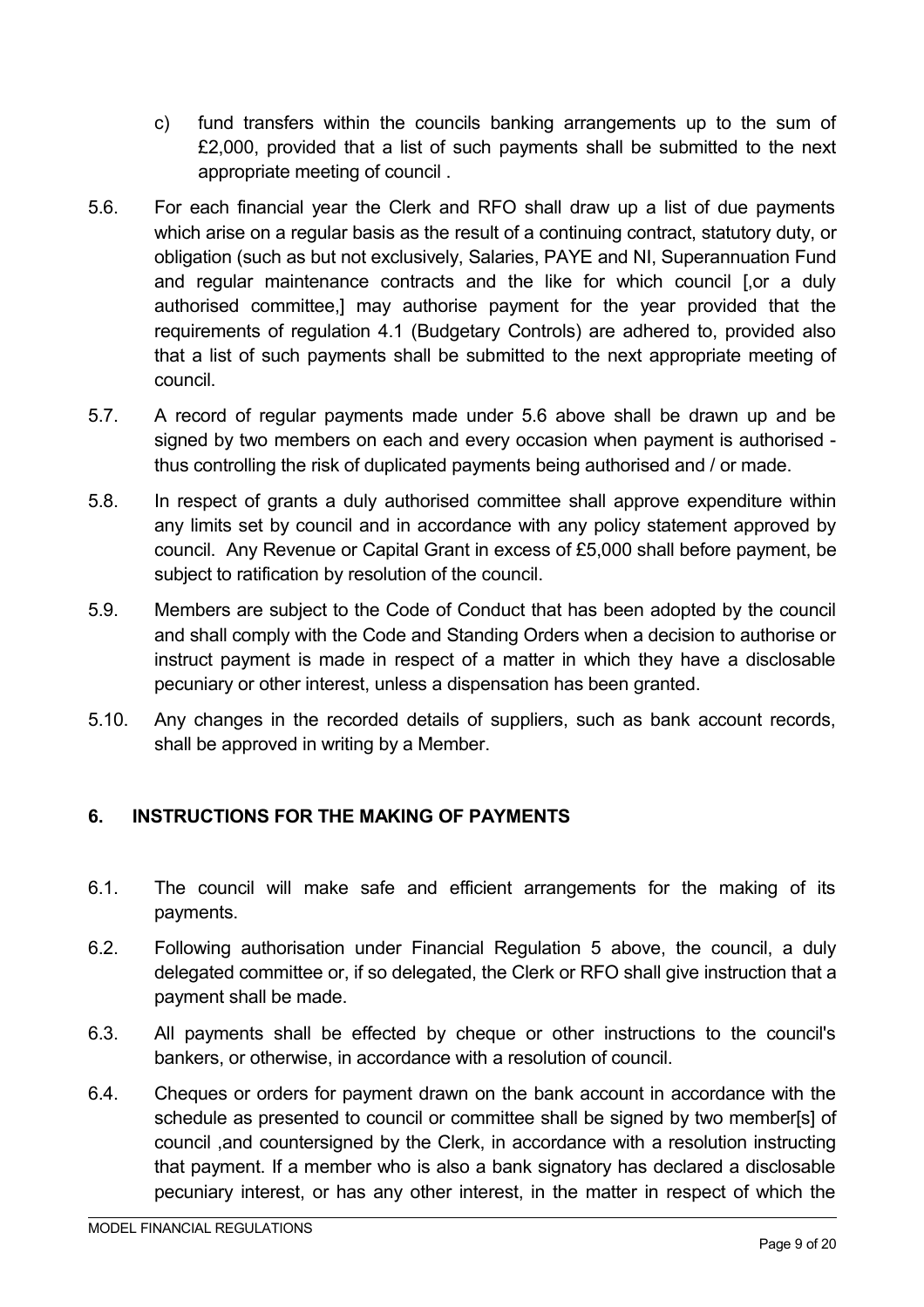c) fund transfers within the councils banking arrangements up to the sum of £2,000, provided that a list of such payments shall be submitted to the next appropriate meeting of council .

5.6. For each financial year the Clerk and RFO shall draw up a list of due payments which arise on a regular basis as the result of a continuing contract, statutory duty, or obligation (such as but not exclusively, Salaries, PAYE and NI, Superannuation Fund and regular maintenance contracts and the like for which council [,or a duly authorised committee,] may authorise payment for the year provided that the requirements of regulation 4.1 (Budgetary Controls) are adhered to, provided also that a list of such payments shall be submitted to the next appropriate meeting of council.

5.7. A record of regular payments made under 5.6 above shall be drawn up and be signed by two members on each and every occasion when payment is authorised - thus controlling the risk of duplicated payments being authorised and / or made.

5.8. In respect of grants a duly authorised committee shall approve expenditure within any limits set by council and in accordance with any policy statement approved by council. Any Revenue or Capital Grant in excess of £5,000 shall before payment, be subject to ratification by resolution of the council.

5.9. Members are subject to the Code of Conduct that has been adopted by the council and shall comply with the Code and Standing Orders when a decision to authorise or instruct payment is made in respect of a matter in which they have a disclosable pecuniary or other interest, unless a dispensation has been granted.

5.10. Any changes in the recorded details of suppliers, such as bank account records, shall be approved in writing by a Member.

## 6. INSTRUCTIONS FOR THE MAKING OF PAYMENTS

6.1. The council will make safe and efficient arrangements for the making of its payments.

6.2. Following authorisation under Financial Regulation 5 above, the council, a duly delegated committee or, if so delegated, the Clerk or RFO shall give instruction that a payment shall be made.

6.3. All payments shall be effected by cheque or other instructions to the council's bankers, or otherwise, in accordance with a resolution of council.

6.4. Cheques or orders for payment drawn on the bank account in accordance with the schedule as presented to council or committee shall be signed by two member[s] of council ,and countersigned by the Clerk, in accordance with a resolution instructing that payment. If a member who is also a bank signatory has declared a disclosable pecuniary interest, or has any other interest, in the matter in respect of which the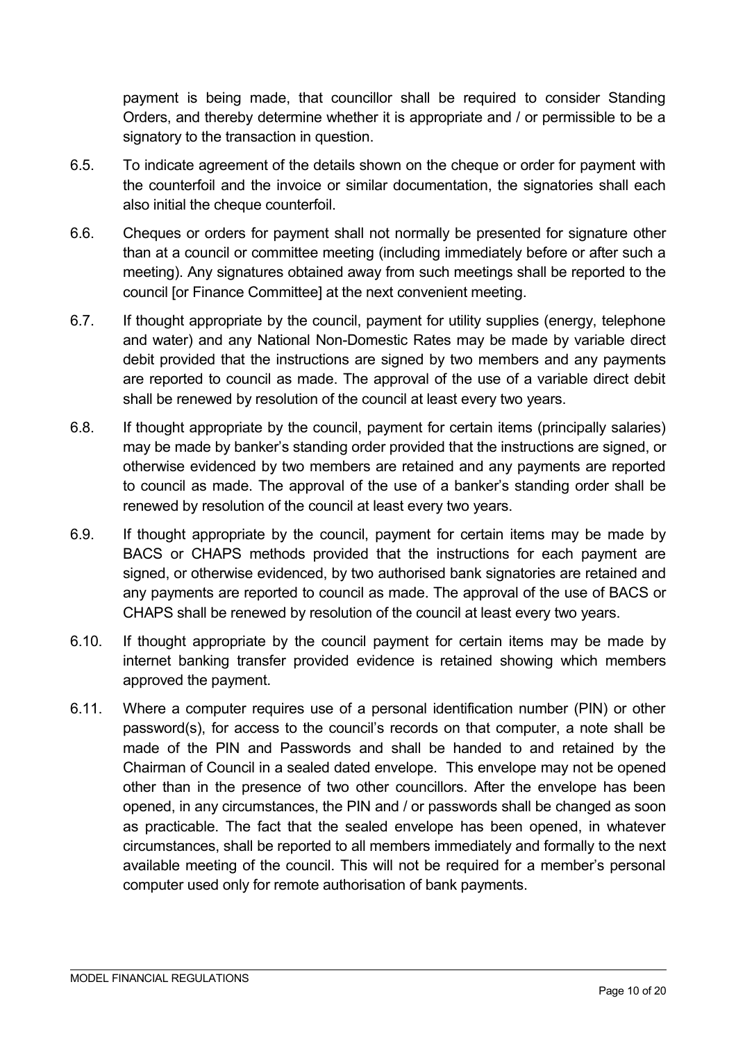payment is being made, that councillor shall be required to consider Standing Orders, and thereby determine whether it is appropriate and / or permissible to be a signatory to the transaction in question.

6.5. To indicate agreement of the details shown on the cheque or order for payment with the counterfoil and the invoice or similar documentation, the signatories shall each also initial the cheque counterfoil.

6.6. Cheques or orders for payment shall not normally be presented for signature other than at a council or committee meeting (including immediately before or after such a meeting). Any signatures obtained away from such meetings shall be reported to the council [or Finance Committee] at the next convenient meeting.

6.7. If thought appropriate by the council, payment for utility supplies (energy, telephone and water) and any National Non-Domestic Rates may be made by variable direct debit provided that the instructions are signed by two members and any payments are reported to council as made. The approval of the use of a variable direct debit shall be renewed by resolution of the council at least every two years.

6.8. If thought appropriate by the council, payment for certain items (principally salaries) may be made by banker's standing order provided that the instructions are signed, or otherwise evidenced by two members are retained and any payments are reported to council as made. The approval of the use of a banker's standing order shall be renewed by resolution of the council at least every two years.

6.9. If thought appropriate by the council, payment for certain items may be made by BACS or CHAPS methods provided that the instructions for each payment are signed, or otherwise evidenced, by two authorised bank signatories are retained and any payments are reported to council as made. The approval of the use of BACS or CHAPS shall be renewed by resolution of the council at least every two years.

6.10. If thought appropriate by the council payment for certain items may be made by internet banking transfer provided evidence is retained showing which members approved the payment.

6.11. Where a computer requires use of a personal identification number (PIN) or other password(s), for access to the council's records on that computer, a note shall be made of the PIN and Passwords and shall be handed to and retained by the Chairman of Council in a sealed dated envelope. This envelope may not be opened other than in the presence of two other councillors. After the envelope has been opened, in any circumstances, the PIN and / or passwords shall be changed as soon as practicable. The fact that the sealed envelope has been opened, in whatever circumstances, shall be reported to all members immediately and formally to the next available meeting of the council. This will not be required for a member's personal computer used only for remote authorisation of bank payments.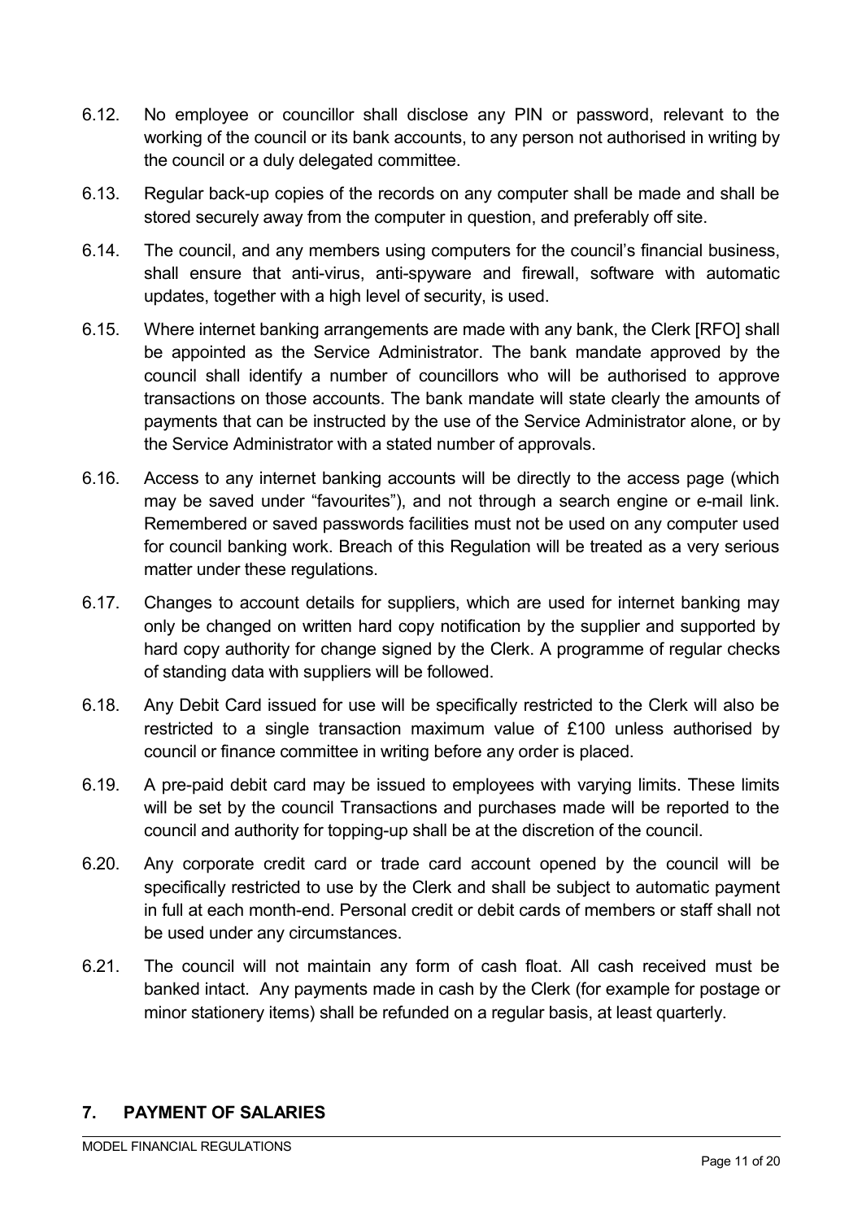6.12. No employee or councillor shall disclose any PIN or password, relevant to the working of the council or its bank accounts, to any person not authorised in writing by the council or a duly delegated committee.

6.13. Regular back-up copies of the records on any computer shall be made and shall be stored securely away from the computer in question, and preferably off site.

6.14. The council, and any members using computers for the council's financial business, shall ensure that anti-virus, anti-spyware and firewall, software with automatic updates, together with a high level of security, is used.

6.15. Where internet banking arrangements are made with any bank, the Clerk [RFO] shall be appointed as the Service Administrator. The bank mandate approved by the council shall identify a number of councillors who will be authorised to approve transactions on those accounts. The bank mandate will state clearly the amounts of payments that can be instructed by the use of the Service Administrator alone, or by the Service Administrator with a stated number of approvals.

6.16. Access to any internet banking accounts will be directly to the access page (which may be saved under "favourites"), and not through a search engine or e-mail link. Remembered or saved passwords facilities must not be used on any computer used for council banking work. Breach of this Regulation will be treated as a very serious matter under these regulations.

6.17. Changes to account details for suppliers, which are used for internet banking may only be changed on written hard copy notification by the supplier and supported by hard copy authority for change signed by the Clerk. A programme of regular checks of standing data with suppliers will be followed.

6.18. Any Debit Card issued for use will be specifically restricted to the Clerk will also be restricted to a single transaction maximum value of £100 unless authorised by council or finance committee in writing before any order is placed.

6.19. A pre-paid debit card may be issued to employees with varying limits. These limits will be set by the council Transactions and purchases made will be reported to the council and authority for topping-up shall be at the discretion of the council.

6.20. Any corporate credit card or trade card account opened by the council will be specifically restricted to use by the Clerk and shall be subject to automatic payment in full at each month-end. Personal credit or debit cards of members or staff shall not be used under any circumstances.

6.21. The council will not maintain any form of cash float. All cash received must be banked intact. Any payments made in cash by the Clerk (for example for postage or minor stationery items) shall be refunded on a regular basis, at least quarterly.

## 7. PAYMENT OF SALARIES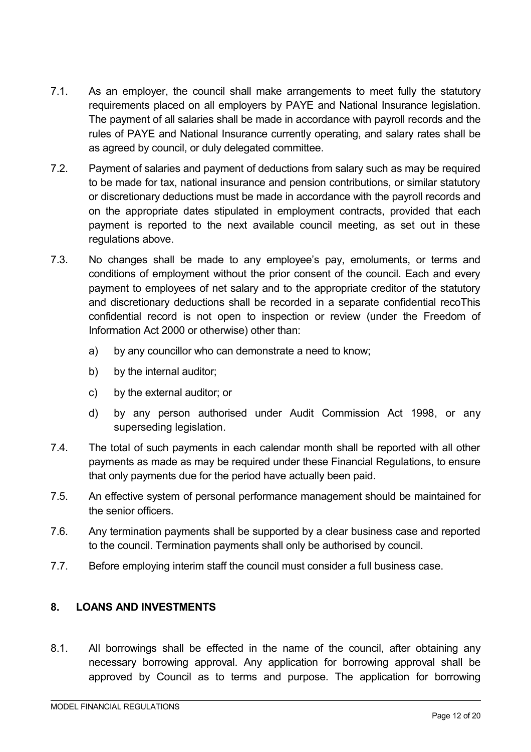7.1. As an employer, the council shall make arrangements to meet fully the statutory requirements placed on all employers by PAYE and National Insurance legislation. The payment of all salaries shall be made in accordance with payroll records and the rules of PAYE and National Insurance currently operating, and salary rates shall be as agreed by council, or duly delegated committee.

7.2. Payment of salaries and payment of deductions from salary such as may be required to be made for tax, national insurance and pension contributions, or similar statutory or discretionary deductions must be made in accordance with the payroll records and on the appropriate dates stipulated in employment contracts, provided that each payment is reported to the next available council meeting, as set out in these regulations above.

7.3. No changes shall be made to any employee's pay, emoluments, or terms and conditions of employment without the prior consent of the council. Each and every payment to employees of net salary and to the appropriate creditor of the statutory and discretionary deductions shall be recorded in a separate confidential recoThis confidential record is not open to inspection or review (under the Freedom of Information Act 2000 or otherwise) other than:

a) by any councillor who can demonstrate a need to know;

b) by the internal auditor;

c) by the external auditor; or

d) by any person authorised under Audit Commission Act 1998, or any superseding legislation.

7.4. The total of such payments in each calendar month shall be reported with all other payments as made as may be required under these Financial Regulations, to ensure that only payments due for the period have actually been paid.

7.5. An effective system of personal performance management should be maintained for the senior officers.

7.6. Any termination payments shall be supported by a clear business case and reported to the council. Termination payments shall only be authorised by council.

7.7. Before employing interim staff the council must consider a full business case.

## 8. LOANS AND INVESTMENTS

8.1. All borrowings shall be effected in the name of the council, after obtaining any necessary borrowing approval. Any application for borrowing approval shall be approved by Council as to terms and purpose. The application for borrowing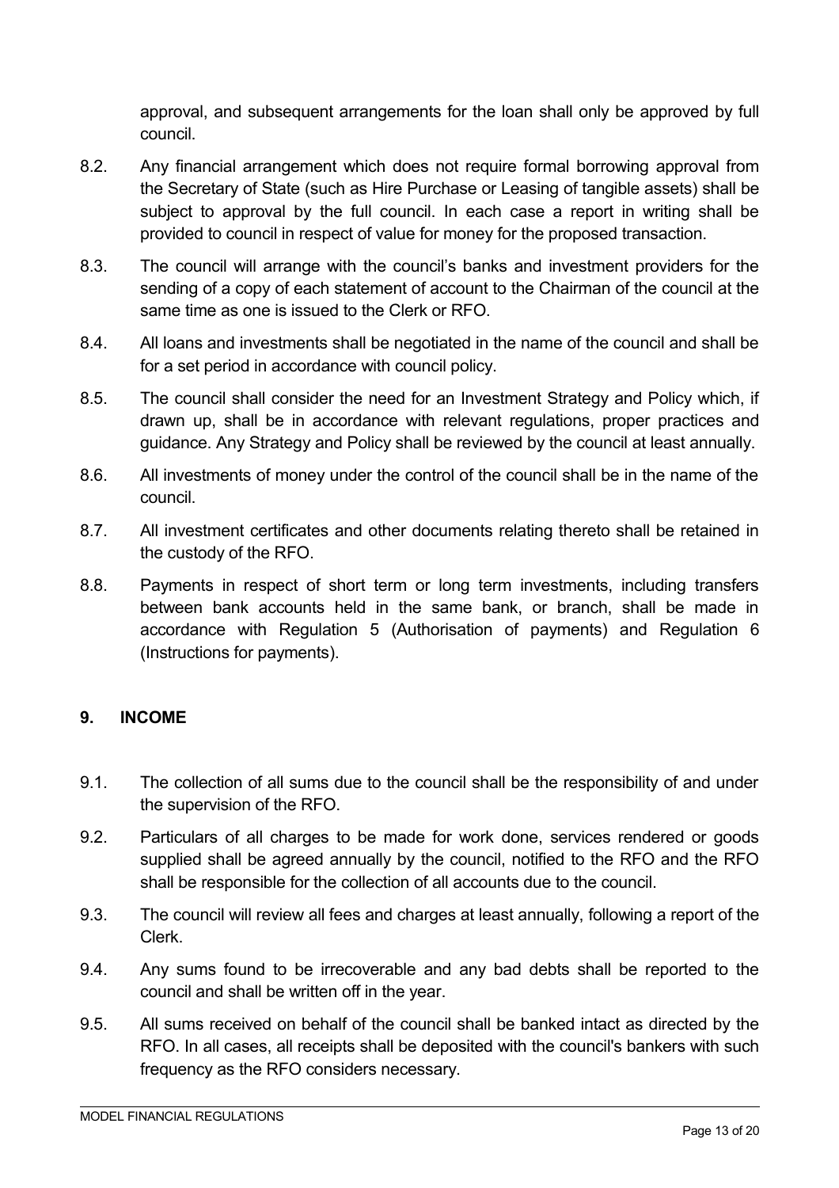approval, and subsequent arrangements for the loan shall only be approved by full council.

8.2. Any financial arrangement which does not require formal borrowing approval from the Secretary of State (such as Hire Purchase or Leasing of tangible assets) shall be subject to approval by the full council. In each case a report in writing shall be provided to council in respect of value for money for the proposed transaction.

8.3. The council will arrange with the council's banks and investment providers for the sending of a copy of each statement of account to the Chairman of the council at the same time as one is issued to the Clerk or RFO.

8.4. All loans and investments shall be negotiated in the name of the council and shall be for a set period in accordance with council policy.

8.5. The council shall consider the need for an Investment Strategy and Policy which, if drawn up, shall be in accordance with relevant regulations, proper practices and guidance. Any Strategy and Policy shall be reviewed by the council at least annually.

8.6. All investments of money under the control of the council shall be in the name of the council.

8.7. All investment certificates and other documents relating thereto shall be retained in the custody of the RFO.

8.8. Payments in respect of short term or long term investments, including transfers between bank accounts held in the same bank, or branch, shall be made in accordance with Regulation 5 (Authorisation of payments) and Regulation 6 (Instructions for payments).

## 9. INCOME

9.1. The collection of all sums due to the council shall be the responsibility of and under the supervision of the RFO.

9.2. Particulars of all charges to be made for work done, services rendered or goods supplied shall be agreed annually by the council, notified to the RFO and the RFO shall be responsible for the collection of all accounts due to the council.

9.3. The council will review all fees and charges at least annually, following a report of the Clerk.

9.4. Any sums found to be irrecoverable and any bad debts shall be reported to the council and shall be written off in the year.

9.5. All sums received on behalf of the council shall be banked intact as directed by the RFO. In all cases, all receipts shall be deposited with the council's bankers with such frequency as the RFO considers necessary.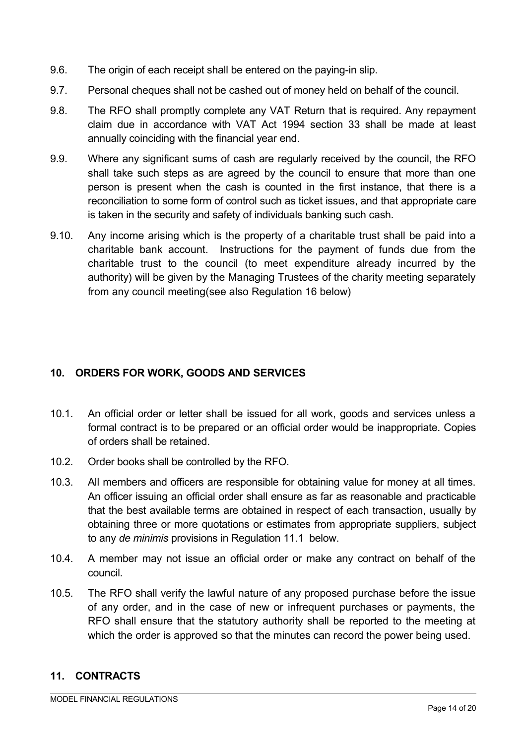9.6. The origin of each receipt shall be entered on the paying-in slip.

9.7. Personal cheques shall not be cashed out of money held on behalf of the council.

9.8. The RFO shall promptly complete any VAT Return that is required. Any repayment claim due in accordance with VAT Act 1994 section 33 shall be made at least annually coinciding with the financial year end.

9.9. Where any significant sums of cash are regularly received by the council, the RFO shall take such steps as are agreed by the council to ensure that more than one person is present when the cash is counted in the first instance, that there is a reconciliation to some form of control such as ticket issues, and that appropriate care is taken in the security and safety of individuals banking such cash.

9.10. Any income arising which is the property of a charitable trust shall be paid into a charitable bank account. Instructions for the payment of funds due from the charitable trust to the council (to meet expenditure already incurred by the authority) will be given by the Managing Trustees of the charity meeting separately from any council meeting(see also Regulation 16 below)

## 10. ORDERS FOR WORK, GOODS AND SERVICES

10.1. An official order or letter shall be issued for all work, goods and services unless a formal contract is to be prepared or an official order would be inappropriate. Copies of orders shall be retained.

10.2. Order books shall be controlled by the RFO.

10.3. All members and officers are responsible for obtaining value for money at all times. An officer issuing an official order shall ensure as far as reasonable and practicable that the best available terms are obtained in respect of each transaction, usually by obtaining three or more quotations or estimates from appropriate suppliers, subject to any *de minimis* provisions in Regulation 11.1 below.

10.4. A member may not issue an official order or make any contract on behalf of the council.

10.5. The RFO shall verify the lawful nature of any proposed purchase before the issue of any order, and in the case of new or infrequent purchases or payments, the RFO shall ensure that the statutory authority shall be reported to the meeting at which the order is approved so that the minutes can record the power being used.

## 11. CONTRACTS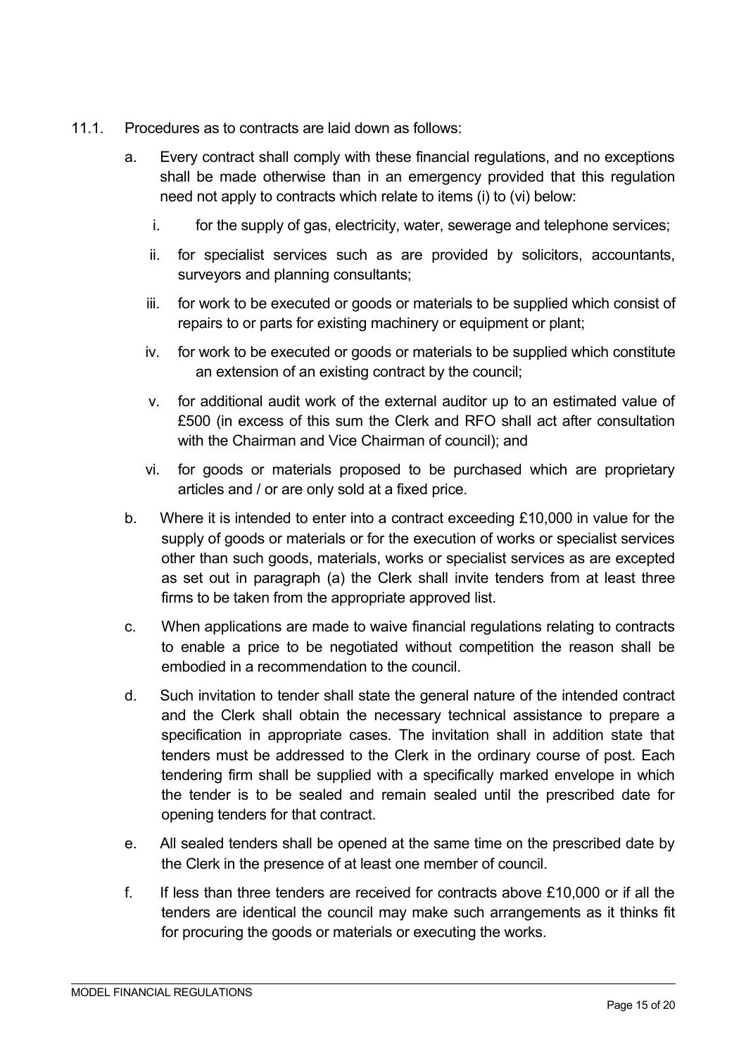11.1. Procedures as to contracts are laid down as follows:

a. Every contract shall comply with these financial regulations, and no exceptions shall be made otherwise than in an emergency provided that this regulation need not apply to contracts which relate to items (i) to (vi) below:

   i. for the supply of gas, electricity, water, sewerage and telephone services;

   ii. for specialist services such as are provided by solicitors, accountants, surveyors and planning consultants;

   iii. for work to be executed or goods or materials to be supplied which consist of repairs to or parts for existing machinery or equipment or plant;

   iv. for work to be executed or goods or materials to be supplied which constitute an extension of an existing contract by the council;

   v. for additional audit work of the external auditor up to an estimated value of £500 (in excess of this sum the Clerk and RFO shall act after consultation with the Chairman and Vice Chairman of council); and

   vi. for goods or materials proposed to be purchased which are proprietary articles and / or are only sold at a fixed price.

b. Where it is intended to enter into a contract exceeding £10,000 in value for the supply of goods or materials or for the execution of works or specialist services other than such goods, materials, works or specialist services as are excepted as set out in paragraph (a) the Clerk shall invite tenders from at least three firms to be taken from the appropriate approved list.

c. When applications are made to waive financial regulations relating to contracts to enable a price to be negotiated without competition the reason shall be embodied in a recommendation to the council.

d. Such invitation to tender shall state the general nature of the intended contract and the Clerk shall obtain the necessary technical assistance to prepare a specification in appropriate cases. The invitation shall in addition state that tenders must be addressed to the Clerk in the ordinary course of post. Each tendering firm shall be supplied with a specifically marked envelope in which the tender is to be sealed and remain sealed until the prescribed date for opening tenders for that contract.

e. All sealed tenders shall be opened at the same time on the prescribed date by the Clerk in the presence of at least one member of council.

f. If less than three tenders are received for contracts above £10,000 or if all the tenders are identical the council may make such arrangements as it thinks fit for procuring the goods or materials or executing the works.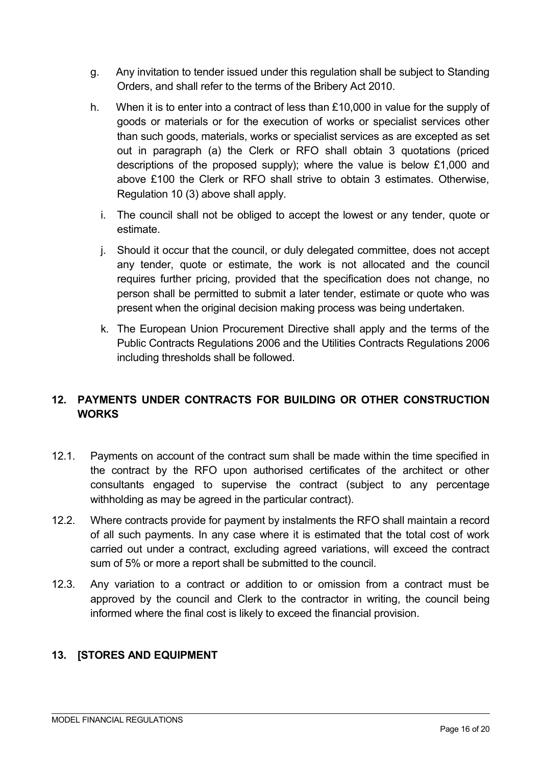g. Any invitation to tender issued under this regulation shall be subject to Standing Orders, and shall refer to the terms of the Bribery Act 2010.

h. When it is to enter into a contract of less than £10,000 in value for the supply of goods or materials or for the execution of works or specialist services other than such goods, materials, works or specialist services as are excepted as set out in paragraph (a) the Clerk or RFO shall obtain 3 quotations (priced descriptions of the proposed supply); where the value is below £1,000 and above £100 the Clerk or RFO shall strive to obtain 3 estimates. Otherwise, Regulation 10 (3) above shall apply.

i. The council shall not be obliged to accept the lowest or any tender, quote or estimate.

j. Should it occur that the council, or duly delegated committee, does not accept any tender, quote or estimate, the work is not allocated and the council requires further pricing, provided that the specification does not change, no person shall be permitted to submit a later tender, estimate or quote who was present when the original decision making process was being undertaken.

k. The European Union Procurement Directive shall apply and the terms of the Public Contracts Regulations 2006 and the Utilities Contracts Regulations 2006 including thresholds shall be followed.

## 12. PAYMENTS UNDER CONTRACTS FOR BUILDING OR OTHER CONSTRUCTION WORKS

12.1. Payments on account of the contract sum shall be made within the time specified in the contract by the RFO upon authorised certificates of the architect or other consultants engaged to supervise the contract (subject to any percentage withholding as may be agreed in the particular contract).

12.2. Where contracts provide for payment by instalments the RFO shall maintain a record of all such payments. In any case where it is estimated that the total cost of work carried out under a contract, excluding agreed variations, will exceed the contract sum of 5% or more a report shall be submitted to the council.

12.3. Any variation to a contract or addition to or omission from a contract must be approved by the council and Clerk to the contractor in writing, the council being informed where the final cost is likely to exceed the financial provision.

## 13. [STORES AND EQUIPMENT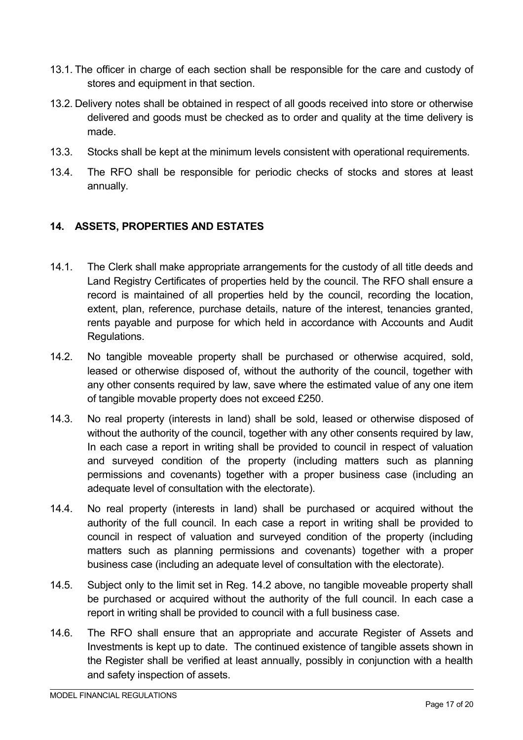13.1. The officer in charge of each section shall be responsible for the care and custody of stores and equipment in that section.

13.2. Delivery notes shall be obtained in respect of all goods received into store or otherwise delivered and goods must be checked as to order and quality at the time delivery is made.

13.3. Stocks shall be kept at the minimum levels consistent with operational requirements.

13.4. The RFO shall be responsible for periodic checks of stocks and stores at least annually.

## 14. ASSETS, PROPERTIES AND ESTATES

14.1. The Clerk shall make appropriate arrangements for the custody of all title deeds and Land Registry Certificates of properties held by the council. The RFO shall ensure a record is maintained of all properties held by the council, recording the location, extent, plan, reference, purchase details, nature of the interest, tenancies granted, rents payable and purpose for which held in accordance with Accounts and Audit Regulations.

14.2. No tangible moveable property shall be purchased or otherwise acquired, sold, leased or otherwise disposed of, without the authority of the council, together with any other consents required by law, save where the estimated value of any one item of tangible movable property does not exceed £250.

14.3. No real property (interests in land) shall be sold, leased or otherwise disposed of without the authority of the council, together with any other consents required by law, In each case a report in writing shall be provided to council in respect of valuation and surveyed condition of the property (including matters such as planning permissions and covenants) together with a proper business case (including an adequate level of consultation with the electorate).

14.4. No real property (interests in land) shall be purchased or acquired without the authority of the full council. In each case a report in writing shall be provided to council in respect of valuation and surveyed condition of the property (including matters such as planning permissions and covenants) together with a proper business case (including an adequate level of consultation with the electorate).

14.5. Subject only to the limit set in Reg. 14.2 above, no tangible moveable property shall be purchased or acquired without the authority of the full council. In each case a report in writing shall be provided to council with a full business case.

14.6. The RFO shall ensure that an appropriate and accurate Register of Assets and Investments is kept up to date. The continued existence of tangible assets shown in the Register shall be verified at least annually, possibly in conjunction with a health and safety inspection of assets.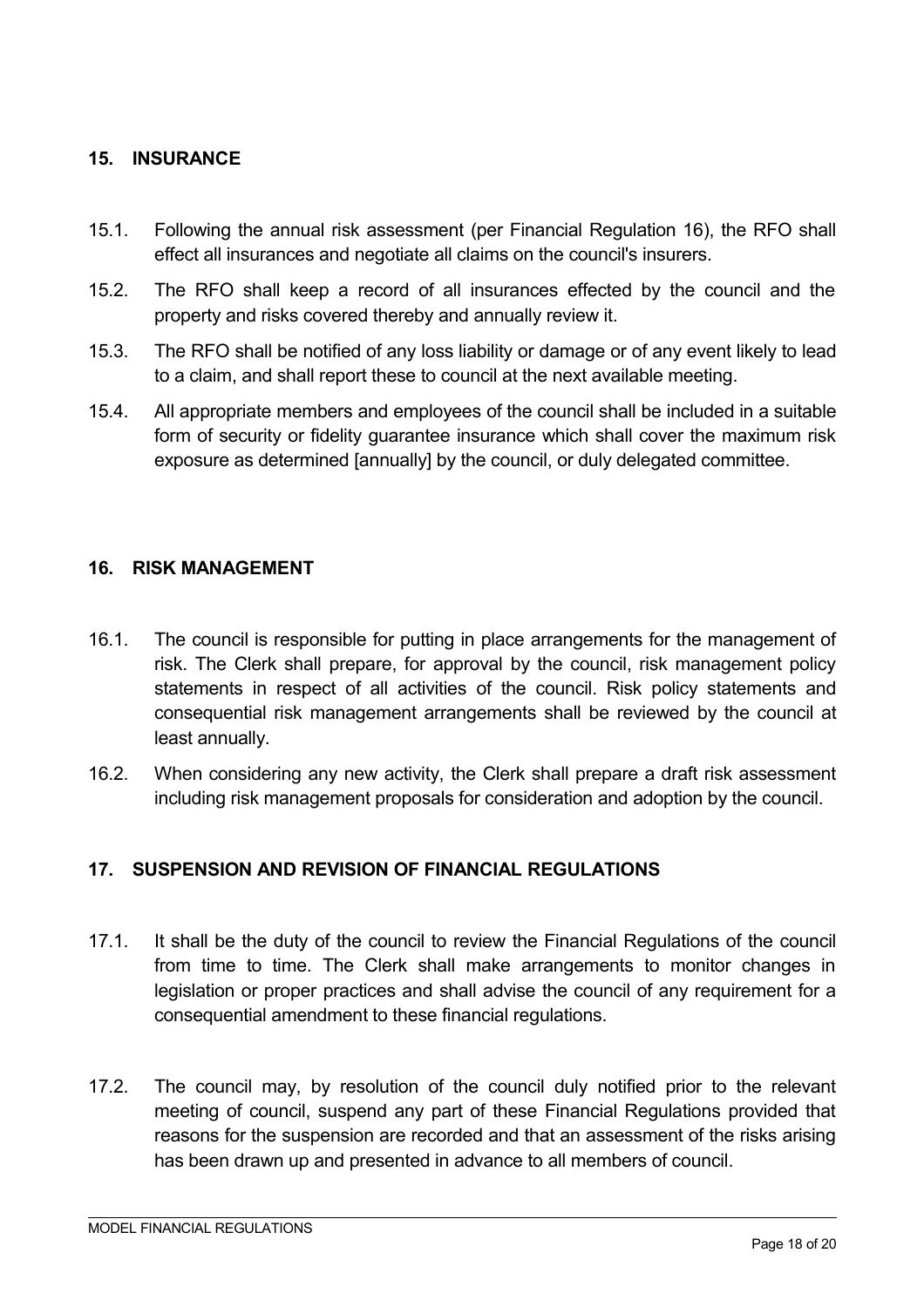## 15. INSURANCE

15.1. Following the annual risk assessment (per Financial Regulation 16), the RFO shall effect all insurances and negotiate all claims on the council's insurers.

15.2. The RFO shall keep a record of all insurances effected by the council and the property and risks covered thereby and annually review it.

15.3. The RFO shall be notified of any loss liability or damage or of any event likely to lead to a claim, and shall report these to council at the next available meeting.

15.4. All appropriate members and employees of the council shall be included in a suitable form of security or fidelity guarantee insurance which shall cover the maximum risk exposure as determined [annually] by the council, or duly delegated committee.

## 16. RISK MANAGEMENT

16.1. The council is responsible for putting in place arrangements for the management of risk. The Clerk shall prepare, for approval by the council, risk management policy statements in respect of all activities of the council. Risk policy statements and consequential risk management arrangements shall be reviewed by the council at least annually.

16.2. When considering any new activity, the Clerk shall prepare a draft risk assessment including risk management proposals for consideration and adoption by the council.

## 17. SUSPENSION AND REVISION OF FINANCIAL REGULATIONS

17.1. It shall be the duty of the council to review the Financial Regulations of the council from time to time. The Clerk shall make arrangements to monitor changes in legislation or proper practices and shall advise the council of any requirement for a consequential amendment to these financial regulations.

17.2. The council may, by resolution of the council duly notified prior to the relevant meeting of council, suspend any part of these Financial Regulations provided that reasons for the suspension are recorded and that an assessment of the risks arising has been drawn up and presented in advance to all members of council.